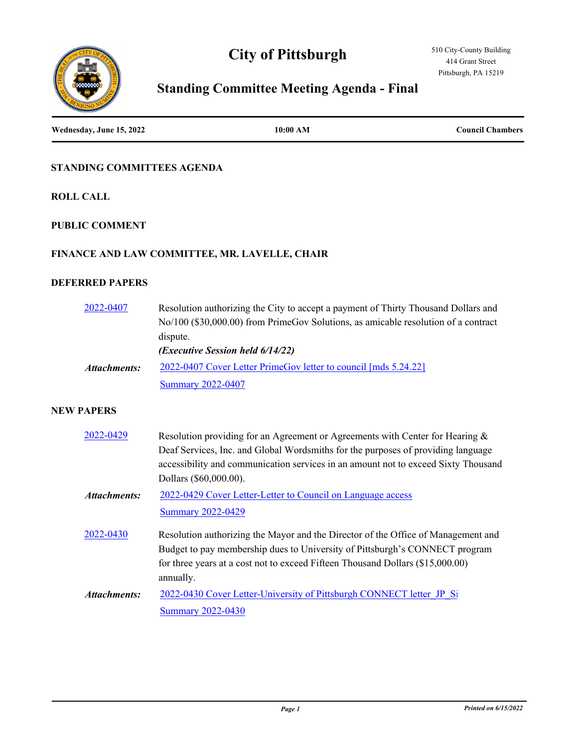# City of Pittsburgh

510 City-County Building
414 Grant Street
Pittsburgh, PA 15219

## Standing Committee Meeting Agenda - Final

**Wednesday, June 15, 2022** | **10:00 AM** | **Council Chambers**

### STANDING COMMITTEES AGENDA

### ROLL CALL

### PUBLIC COMMENT

### FINANCE AND LAW COMMITTEE, MR. LAVELLE, CHAIR

### DEFERRED PAPERS

**2022-0407** Resolution authorizing the City to accept a payment of Thirty Thousand Dollars and No/100 ($30,000.00) from PrimeGov Solutions, as amicable resolution of a contract dispute.

***(Executive Session held 6/14/22)***

*Attachments:* 2022-0407 Cover Letter PrimeGov letter to council [mds 5.24.22]
Summary 2022-0407

### NEW PAPERS

**2022-0429** Resolution providing for an Agreement or Agreements with Center for Hearing & Deaf Services, Inc. and Global Wordsmiths for the purposes of providing language accessibility and communication services in an amount not to exceed Sixty Thousand Dollars ($60,000.00).

*Attachments:* 2022-0429 Cover Letter-Letter to Council on Language access
Summary 2022-0429

**2022-0430** Resolution authorizing the Mayor and the Director of the Office of Management and Budget to pay membership dues to University of Pittsburgh's CONNECT program for three years at a cost not to exceed Fifteen Thousand Dollars ($15,000.00) annually.

*Attachments:* 2022-0430 Cover Letter-University of Pittsburgh CONNECT letter_JP_Si
Summary 2022-0430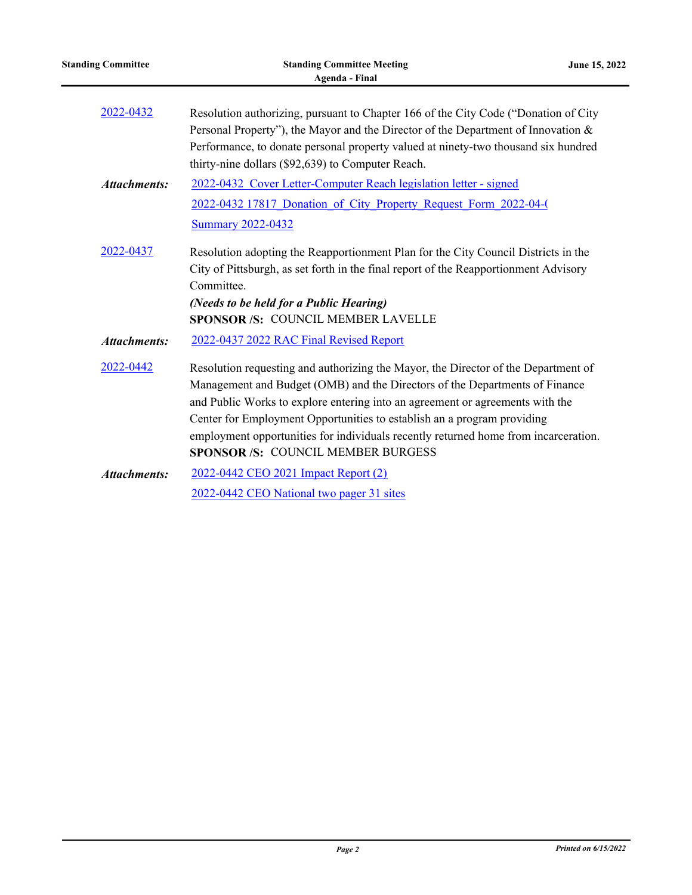2022-0432

Resolution authorizing, pursuant to Chapter 166 of the City Code ("Donation of City Personal Property"), the Mayor and the Director of the Department of Innovation & Performance, to donate personal property valued at ninety-two thousand six hundred thirty-nine dollars ($92,639) to Computer Reach.

***Attachments:*** 2022-0432 Cover Letter-Computer Reach legislation letter - signed
2022-0432 17817_Donation_of_City_Property_Request_Form_2022-04-(
Summary 2022-0432

2022-0437

Resolution adopting the Reapportionment Plan for the City Council Districts in the City of Pittsburgh, as set forth in the final report of the Reapportionment Advisory Committee.

***(Needs to be held for a Public Hearing)***

**SPONSOR /S:** COUNCIL MEMBER LAVELLE

***Attachments:*** 2022-0437 2022 RAC Final Revised Report

2022-0442

Resolution requesting and authorizing the Mayor, the Director of the Department of Management and Budget (OMB) and the Directors of the Departments of Finance and Public Works to explore entering into an agreement or agreements with the Center for Employment Opportunities to establish an a program providing employment opportunities for individuals recently returned home from incarceration.

**SPONSOR /S:** COUNCIL MEMBER BURGESS

***Attachments:*** 2022-0442 CEO 2021 Impact Report (2)
2022-0442 CEO National two pager 31 sites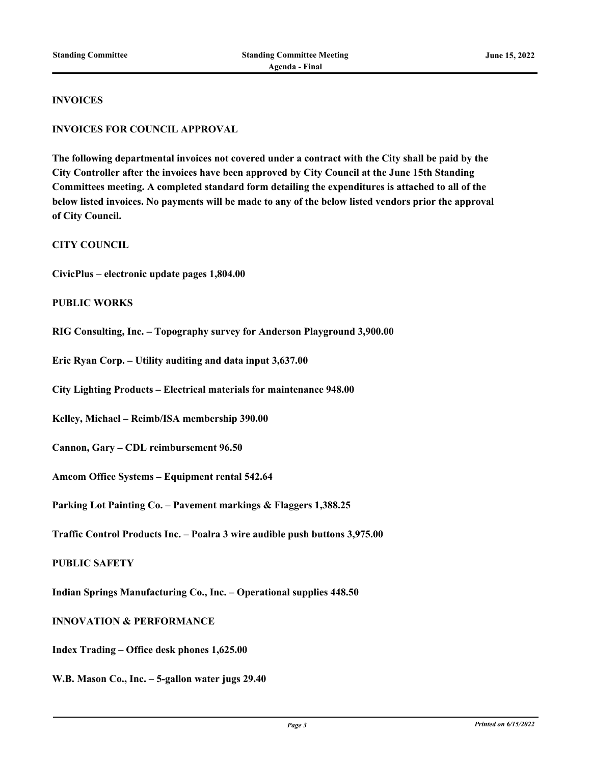## INVOICES

### INVOICES FOR COUNCIL APPROVAL

**The following departmental invoices not covered under a contract with the City shall be paid by the City Controller after the invoices have been approved by City Council at the June 15th Standing Committees meeting. A completed standard form detailing the expenditures is attached to all of the below listed invoices. No payments will be made to any of the below listed vendors prior the approval of City Council.**

**CITY COUNCIL**

**CivicPlus – electronic update pages 1,804.00**

**PUBLIC WORKS**

**RIG Consulting, Inc. – Topography survey for Anderson Playground 3,900.00**

**Eric Ryan Corp. – Utility auditing and data input 3,637.00**

**City Lighting Products – Electrical materials for maintenance 948.00**

**Kelley, Michael – Reimb/ISA membership 390.00**

**Cannon, Gary – CDL reimbursement 96.50**

**Amcom Office Systems – Equipment rental 542.64**

**Parking Lot Painting Co. – Pavement markings & Flaggers 1,388.25**

**Traffic Control Products Inc. – Poalra 3 wire audible push buttons 3,975.00**

**PUBLIC SAFETY**

**Indian Springs Manufacturing Co., Inc. – Operational supplies 448.50**

**INNOVATION & PERFORMANCE**

**Index Trading – Office desk phones 1,625.00**

**W.B. Mason Co., Inc. – 5-gallon water jugs 29.40**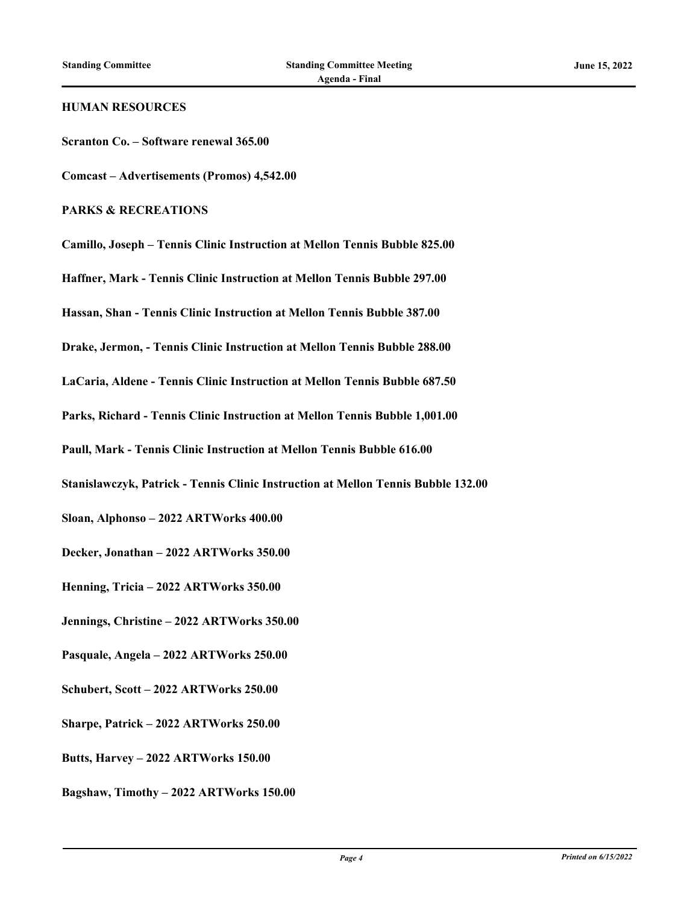**HUMAN RESOURCES**

**Scranton Co. – Software renewal 365.00**

**Comcast – Advertisements (Promos) 4,542.00**

**PARKS & RECREATIONS**

**Camillo, Joseph – Tennis Clinic Instruction at Mellon Tennis Bubble 825.00**

**Haffner, Mark - Tennis Clinic Instruction at Mellon Tennis Bubble 297.00**

**Hassan, Shan - Tennis Clinic Instruction at Mellon Tennis Bubble 387.00**

**Drake, Jermon, - Tennis Clinic Instruction at Mellon Tennis Bubble 288.00**

**LaCaria, Aldene - Tennis Clinic Instruction at Mellon Tennis Bubble 687.50**

**Parks, Richard - Tennis Clinic Instruction at Mellon Tennis Bubble 1,001.00**

**Paull, Mark - Tennis Clinic Instruction at Mellon Tennis Bubble 616.00**

**Stanislawczyk, Patrick - Tennis Clinic Instruction at Mellon Tennis Bubble 132.00**

**Sloan, Alphonso – 2022 ARTWorks 400.00**

**Decker, Jonathan – 2022 ARTWorks 350.00**

**Henning, Tricia – 2022 ARTWorks 350.00**

**Jennings, Christine – 2022 ARTWorks 350.00**

**Pasquale, Angela – 2022 ARTWorks 250.00**

**Schubert, Scott – 2022 ARTWorks 250.00**

**Sharpe, Patrick – 2022 ARTWorks 250.00**

**Butts, Harvey – 2022 ARTWorks 150.00**

**Bagshaw, Timothy – 2022 ARTWorks 150.00**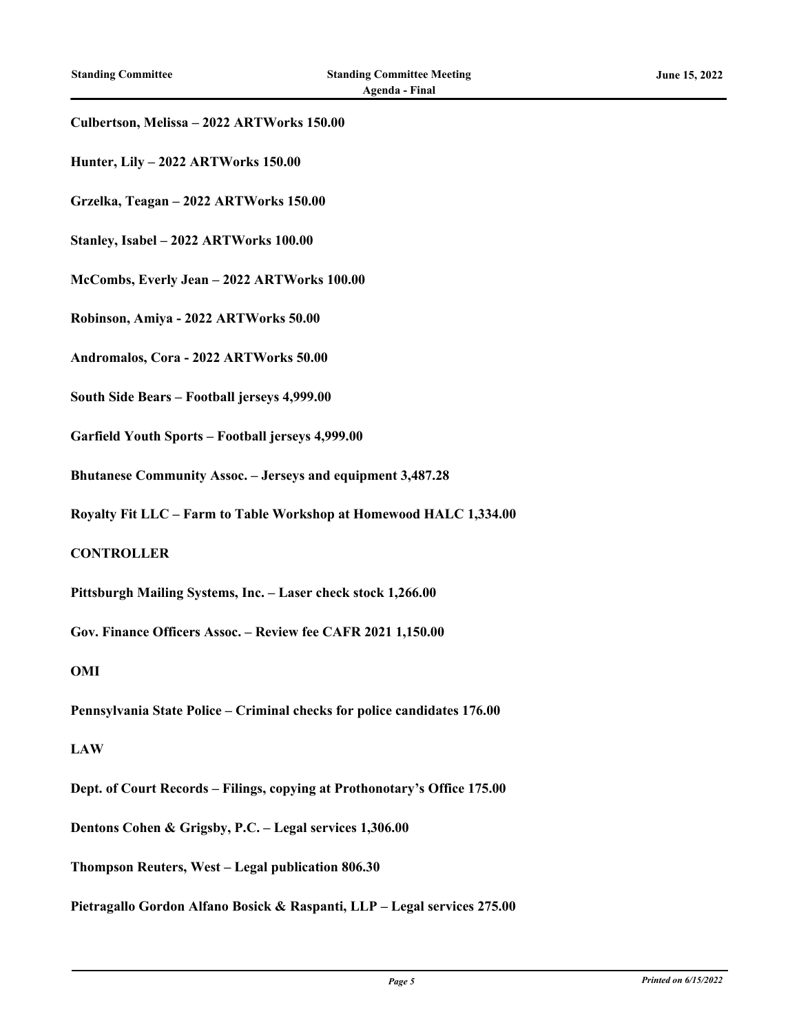**Culbertson, Melissa – 2022 ARTWorks 150.00**

**Hunter, Lily – 2022 ARTWorks 150.00**

**Grzelka, Teagan – 2022 ARTWorks 150.00**

**Stanley, Isabel – 2022 ARTWorks 100.00**

**McCombs, Everly Jean – 2022 ARTWorks 100.00**

**Robinson, Amiya - 2022 ARTWorks 50.00**

**Andromalos, Cora - 2022 ARTWorks 50.00**

**South Side Bears – Football jerseys 4,999.00**

**Garfield Youth Sports – Football jerseys 4,999.00**

**Bhutanese Community Assoc. – Jerseys and equipment 3,487.28**

**Royalty Fit LLC – Farm to Table Workshop at Homewood HALC 1,334.00**

**CONTROLLER**

**Pittsburgh Mailing Systems, Inc. – Laser check stock 1,266.00**

**Gov. Finance Officers Assoc. – Review fee CAFR 2021 1,150.00**

**OMI**

**Pennsylvania State Police – Criminal checks for police candidates 176.00**

**LAW**

**Dept. of Court Records – Filings, copying at Prothonotary's Office 175.00**

**Dentons Cohen & Grigsby, P.C. – Legal services 1,306.00**

**Thompson Reuters, West – Legal publication 806.30**

**Pietragallo Gordon Alfano Bosick & Raspanti, LLP – Legal services 275.00**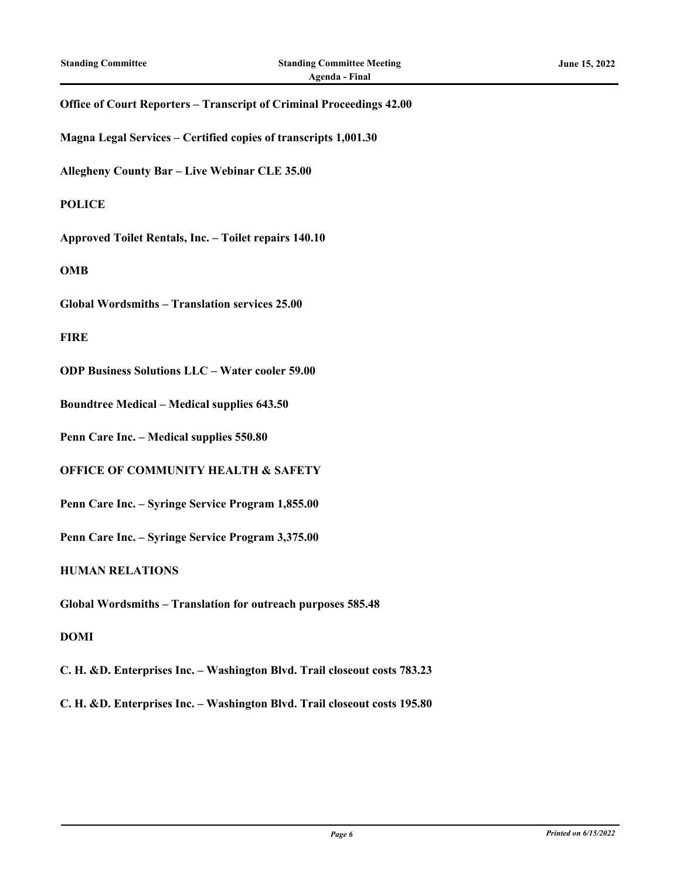**Office of Court Reporters – Transcript of Criminal Proceedings 42.00**

**Magna Legal Services – Certified copies of transcripts 1,001.30**

**Allegheny County Bar – Live Webinar CLE 35.00**

**POLICE**

**Approved Toilet Rentals, Inc. – Toilet repairs 140.10**

**OMB**

**Global Wordsmiths – Translation services 25.00**

**FIRE**

**ODP Business Solutions LLC – Water cooler 59.00**

**Boundtree Medical – Medical supplies 643.50**

**Penn Care Inc. – Medical supplies 550.80**

**OFFICE OF COMMUNITY HEALTH & SAFETY**

**Penn Care Inc. – Syringe Service Program 1,855.00**

**Penn Care Inc. – Syringe Service Program 3,375.00**

**HUMAN RELATIONS**

**Global Wordsmiths – Translation for outreach purposes 585.48**

**DOMI**

**C. H. &D. Enterprises Inc. – Washington Blvd. Trail closeout costs 783.23**

**C. H. &D. Enterprises Inc. – Washington Blvd. Trail closeout costs 195.80**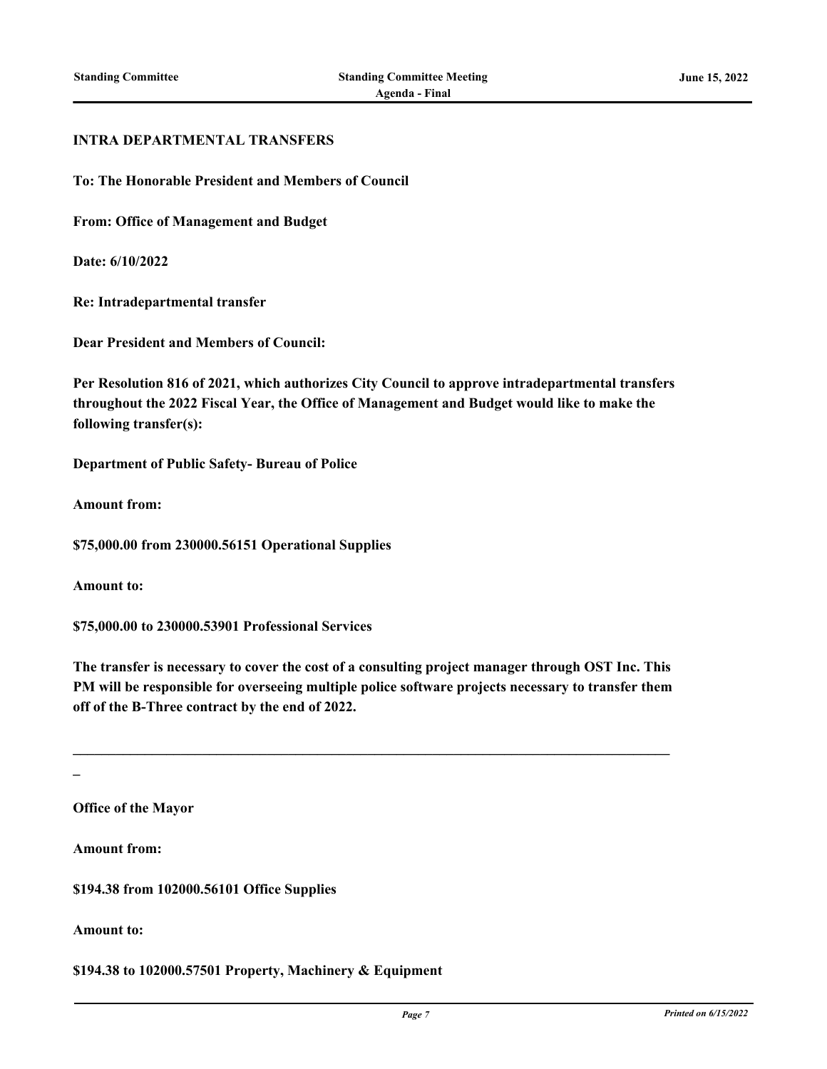**INTRA DEPARTMENTAL TRANSFERS**

**To: The Honorable President and Members of Council**

**From: Office of Management and Budget**

**Date: 6/10/2022**

**Re: Intradepartmental transfer**

**Dear President and Members of Council:**

**Per Resolution 816 of 2021, which authorizes City Council to approve intradepartmental transfers throughout the 2022 Fiscal Year, the Office of Management and Budget would like to make the following transfer(s):**

**Department of Public Safety- Bureau of Police**

**Amount from:**

**$75,000.00 from 230000.56151 Operational Supplies**

**Amount to:**

**$75,000.00 to 230000.53901 Professional Services**

**The transfer is necessary to cover the cost of a consulting project manager through OST Inc. This PM will be responsible for overseeing multiple police software projects necessary to transfer them off of the B-Three contract by the end of 2022.**

---

**Office of the Mayor**

**Amount from:**

**$194.38 from 102000.56101 Office Supplies**

**Amount to:**

**$194.38 to 102000.57501 Property, Machinery & Equipment**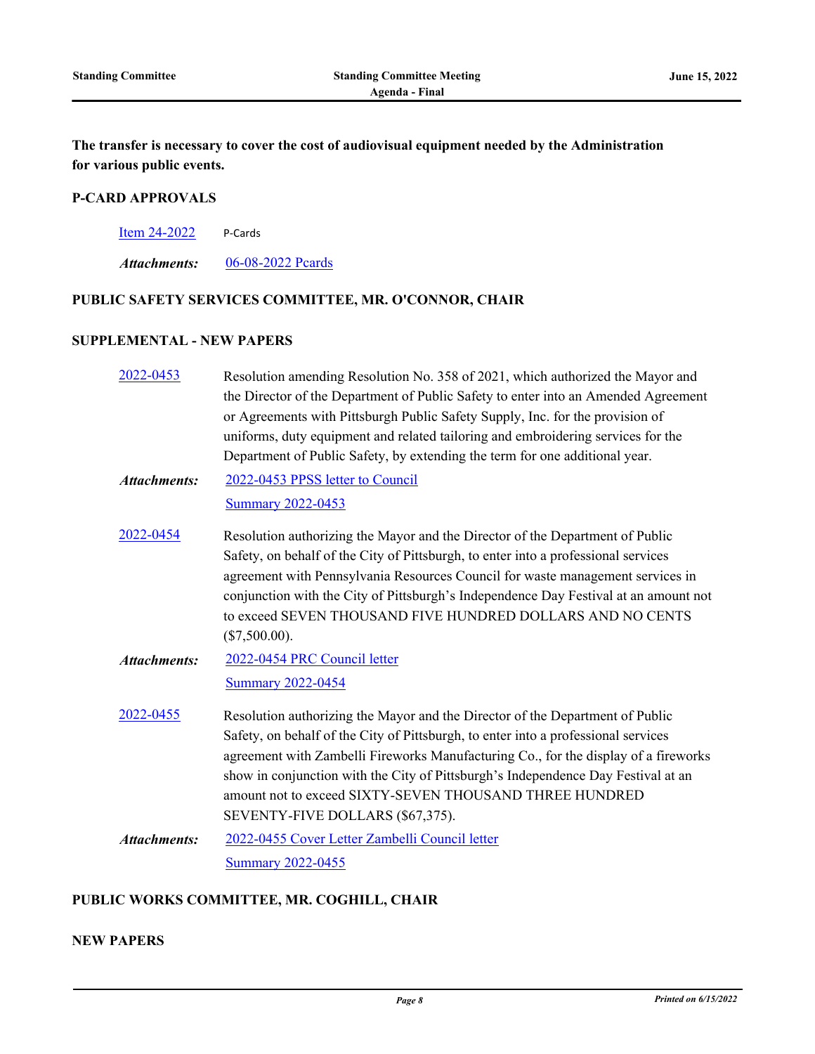**The transfer is necessary to cover the cost of audiovisual equipment needed by the Administration for various public events.**

## P-CARD APPROVALS

[Item 24-2022](#) P-Cards

***Attachments:*** [06-08-2022 Pcards](#)

## PUBLIC SAFETY SERVICES COMMITTEE, MR. O'CONNOR, CHAIR

### SUPPLEMENTAL - NEW PAPERS

[2022-0453](#) Resolution amending Resolution No. 358 of 2021, which authorized the Mayor and the Director of the Department of Public Safety to enter into an Amended Agreement or Agreements with Pittsburgh Public Safety Supply, Inc. for the provision of uniforms, duty equipment and related tailoring and embroidering services for the Department of Public Safety, by extending the term for one additional year.

***Attachments:*** [2022-0453 PPSS letter to Council](#)
[Summary 2022-0453](#)

[2022-0454](#) Resolution authorizing the Mayor and the Director of the Department of Public Safety, on behalf of the City of Pittsburgh, to enter into a professional services agreement with Pennsylvania Resources Council for waste management services in conjunction with the City of Pittsburgh's Independence Day Festival at an amount not to exceed SEVEN THOUSAND FIVE HUNDRED DOLLARS AND NO CENTS ($7,500.00).

***Attachments:*** [2022-0454 PRC Council letter](#)
[Summary 2022-0454](#)

[2022-0455](#) Resolution authorizing the Mayor and the Director of the Department of Public Safety, on behalf of the City of Pittsburgh, to enter into a professional services agreement with Zambelli Fireworks Manufacturing Co., for the display of a fireworks show in conjunction with the City of Pittsburgh's Independence Day Festival at an amount not to exceed SIXTY-SEVEN THOUSAND THREE HUNDRED SEVENTY-FIVE DOLLARS ($67,375).

***Attachments:*** [2022-0455 Cover Letter Zambelli Council letter](#)
[Summary 2022-0455](#)

## PUBLIC WORKS COMMITTEE, MR. COGHILL, CHAIR

### NEW PAPERS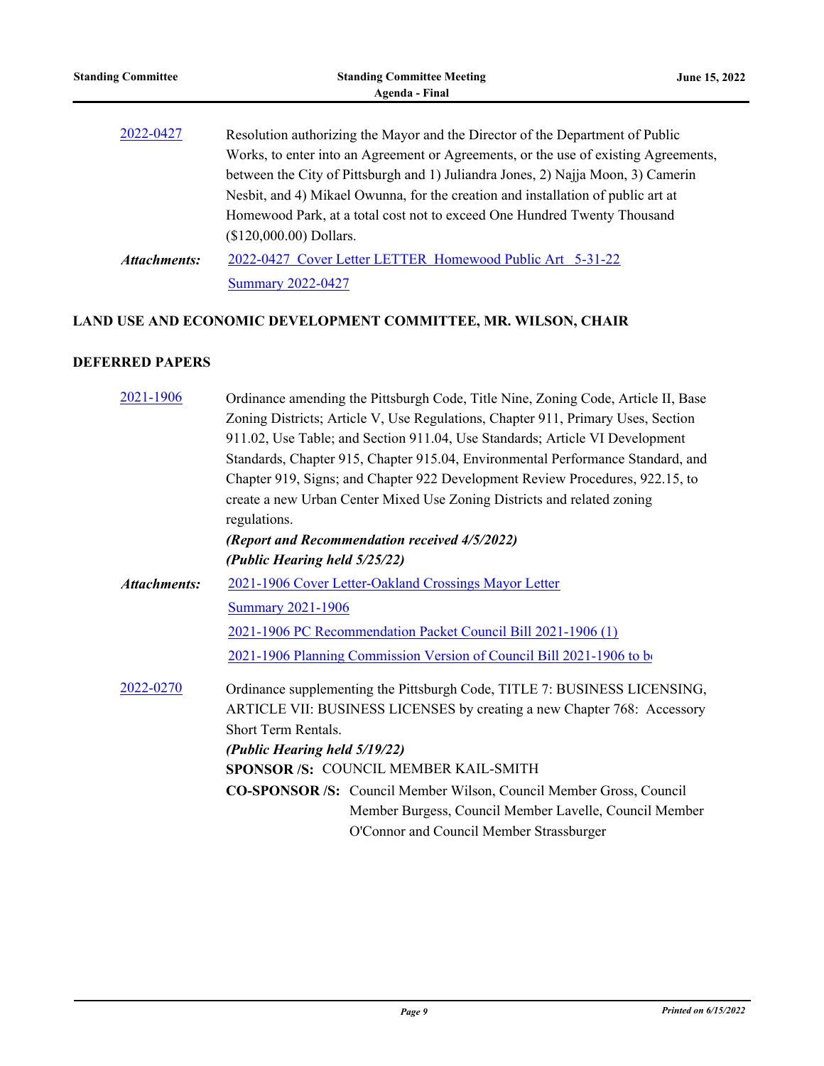2022-0427 Resolution authorizing the Mayor and the Director of the Department of Public Works, to enter into an Agreement or Agreements, or the use of existing Agreements, between the City of Pittsburgh and 1) Juliandra Jones, 2) Najja Moon, 3) Camerin Nesbit, and 4) Mikael Owunna, for the creation and installation of public art at Homewood Park, at a total cost not to exceed One Hundred Twenty Thousand ($120,000.00) Dollars.

*Attachments:* 2022-0427 Cover Letter LETTER Homewood Public Art 5-31-22
Summary 2022-0427

**LAND USE AND ECONOMIC DEVELOPMENT COMMITTEE, MR. WILSON, CHAIR**

**DEFERRED PAPERS**

2021-1906 Ordinance amending the Pittsburgh Code, Title Nine, Zoning Code, Article II, Base Zoning Districts; Article V, Use Regulations, Chapter 911, Primary Uses, Section 911.02, Use Table; and Section 911.04, Use Standards; Article VI Development Standards, Chapter 915, Chapter 915.04, Environmental Performance Standard, and Chapter 919, Signs; and Chapter 922 Development Review Procedures, 922.15, to create a new Urban Center Mixed Use Zoning Districts and related zoning regulations.
***(Report and Recommendation received 4/5/2022)***
***(Public Hearing held 5/25/22)***

*Attachments:* 2021-1906 Cover Letter-Oakland Crossings Mayor Letter
Summary 2021-1906
2021-1906 PC Recommendation Packet Council Bill 2021-1906 (1)
2021-1906 Planning Commission Version of Council Bill 2021-1906 to be

2022-0270 Ordinance supplementing the Pittsburgh Code, TITLE 7: BUSINESS LICENSING, ARTICLE VII: BUSINESS LICENSES by creating a new Chapter 768: Accessory Short Term Rentals.
***(Public Hearing held 5/19/22)***
**SPONSOR /S:** COUNCIL MEMBER KAIL-SMITH
**CO-SPONSOR /S:** Council Member Wilson, Council Member Gross, Council Member Burgess, Council Member Lavelle, Council Member O'Connor and Council Member Strassburger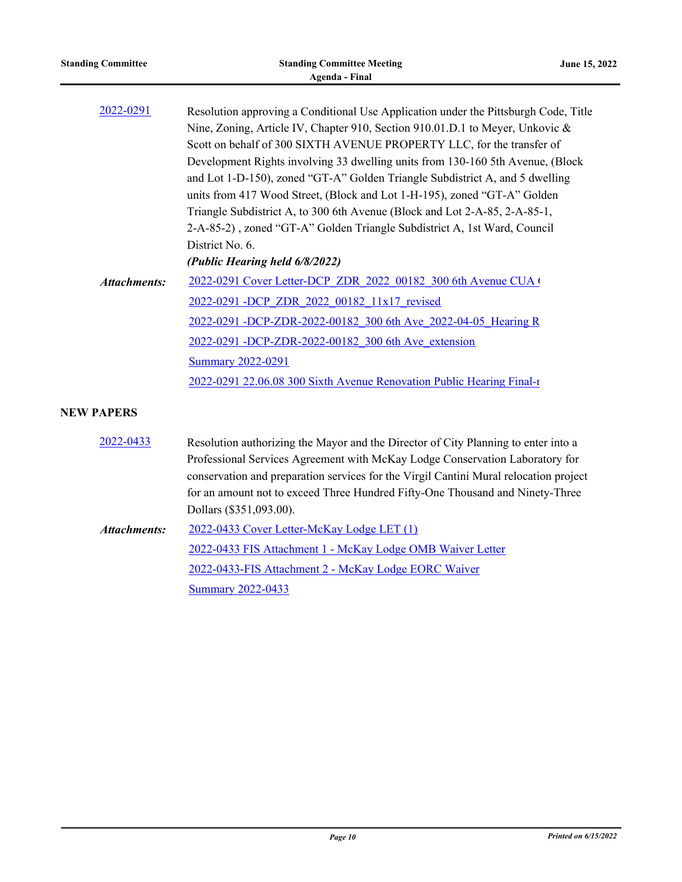2022-0291 Resolution approving a Conditional Use Application under the Pittsburgh Code, Title Nine, Zoning, Article IV, Chapter 910, Section 910.01.D.1 to Meyer, Unkovic & Scott on behalf of 300 SIXTH AVENUE PROPERTY LLC, for the transfer of Development Rights involving 33 dwelling units from 130-160 5th Avenue, (Block and Lot 1-D-150), zoned "GT-A" Golden Triangle Subdistrict A, and 5 dwelling units from 417 Wood Street, (Block and Lot 1-H-195), zoned "GT-A" Golden Triangle Subdistrict A, to 300 6th Avenue (Block and Lot 2-A-85, 2-A-85-1, 2-A-85-2) , zoned "GT-A" Golden Triangle Subdistrict A, 1st Ward, Council District No. 6.

***(Public Hearing held 6/8/2022)***

***Attachments:***
2022-0291 Cover Letter-DCP_ZDR_2022_00182_300 6th Avenue CUA (
2022-0291 -DCP_ZDR_2022_00182_11x17_revised
2022-0291 -DCP-ZDR-2022-00182_300 6th Ave_2022-04-05_Hearing R
2022-0291 -DCP-ZDR-2022-00182_300 6th Ave_extension
Summary 2022-0291
2022-0291 22.06.08 300 Sixth Avenue Renovation Public Hearing Final-r

## NEW PAPERS

2022-0433 Resolution authorizing the Mayor and the Director of City Planning to enter into a Professional Services Agreement with McKay Lodge Conservation Laboratory for conservation and preparation services for the Virgil Cantini Mural relocation project for an amount not to exceed Three Hundred Fifty-One Thousand and Ninety-Three Dollars ($351,093.00).

***Attachments:***
2022-0433 Cover Letter-McKay Lodge LET (1)
2022-0433 FIS Attachment 1 - McKay Lodge OMB Waiver Letter
2022-0433-FIS Attachment 2 - McKay Lodge EORC Waiver
Summary 2022-0433